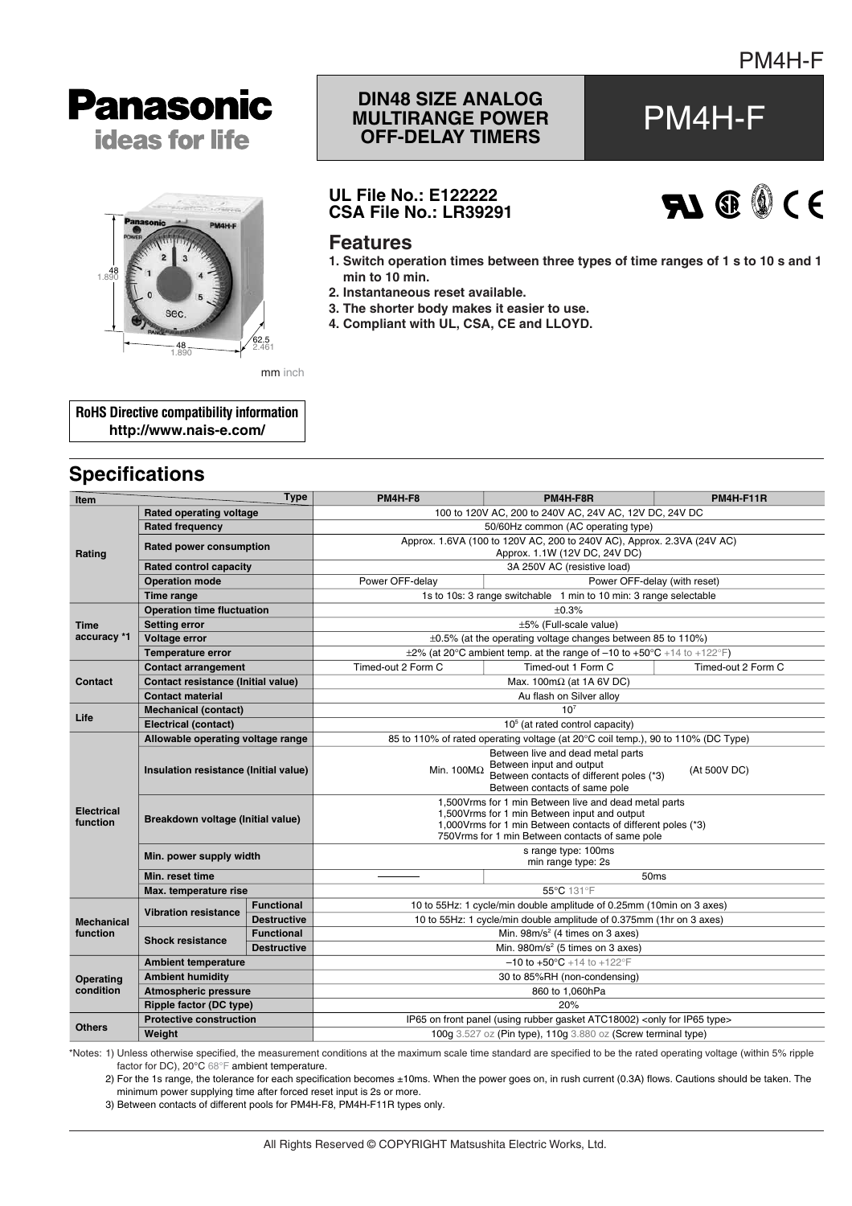# PM4H-F

**Panasonic**
**ideas for life**

## DIN48 SIZE ANALOG MULTIRANGE POWER OFF-DELAY TIMERS

# PM4H-F

**UL File No.: E122222**
**CSA File No.: LR39291**

mm inch

## Features

1. Switch operation times between three types of time ranges of 1 s to 10 s and 1 min to 10 min.
2. Instantaneous reset available.
3. The shorter body makes it easier to use.
4. Compliant with UL, CSA, CE and LLOYD.

**RoHS Directive compatibility information**
**http://www.nais-e.com/**

## Specifications

| Item | | | PM4H-F8 | PM4H-F8R | PM4H-F11R |
|---|---|---|---|---|---|
| Rating | Rated operating voltage | | 100 to 120V AC, 200 to 240V AC, 24V AC, 12V DC, 24V DC | | |
| | Rated frequency | | 50/60Hz common (AC operating type) | | |
| | Rated power consumption | | Approx. 1.6VA (100 to 120V AC, 200 to 240V AC), Approx. 2.3VA (24V AC) Approx. 1.1W (12V DC, 24V DC) | | |
| | Rated control capacity | | 3A 250V AC (resistive load) | | |
| | Operation mode | | Power OFF-delay | Power OFF-delay (with reset) | |
| | Time range | | 1s to 10s: 3 range switchable 1 min to 10 min: 3 range selectable | | |
| Time accuracy *1 | Operation time fluctuation | | ±0.3% | | |
| | Setting error | | ±5% (Full-scale value) | | |
| | Voltage error | | ±0.5% (at the operating voltage changes between 85 to 110%) | | |
| | Temperature error | | ±2% (at 20°C ambient temp. at the range of –10 to +50°C +14 to +122°F) | | |
| Contact | Contact arrangement | | Timed-out 2 Form C | Timed-out 1 Form C | Timed-out 2 Form C |
| | Contact resistance (Initial value) | | Max. 100mΩ (at 1A 6V DC) | | |
| | Contact material | | Au flash on Silver alloy | | |
| Life | Mechanical (contact) | | $10^7$ | | |
| | Electrical (contact) | | $10^5$ (at rated control capacity) | | |
| Electrical function | Allowable operating voltage range | | 85 to 110% of rated operating voltage (at 20°C coil temp.), 90 to 110% (DC Type) | | |
| | Insulation resistance (Initial value) | | Min. 100MΩ Between live and dead metal parts; Between input and output; Between contacts of different poles (*3); Between contacts of same pole (At 500V DC) | | |
| | Breakdown voltage (Initial value) | | 1,500Vrms for 1 min Between live and dead metal parts; 1,500Vrms for 1 min Between input and output; 1,000Vrms for 1 min Between contacts of different poles (*3); 750Vrms for 1 min Between contacts of same pole | | |
| | Min. power supply width | | s range type: 100ms; min range type: 2s | | |
| | Min. reset time | | ——— | 50ms | |
| | Max. temperature rise | | 55°C 131°F | | |
| Mechanical function | Vibration resistance | Functional | 10 to 55Hz: 1 cycle/min double amplitude of 0.25mm (10min on 3 axes) | | |
| | | Destructive | 10 to 55Hz: 1 cycle/min double amplitude of 0.375mm (1hr on 3 axes) | | |
| | Shock resistance | Functional | Min. 98m/s² (4 times on 3 axes) | | |
| | | Destructive | Min. 980m/s² (5 times on 3 axes) | | |
| Operating condition | Ambient temperature | | –10 to +50°C +14 to +122°F | | |
| | Ambient humidity | | 30 to 85%RH (non-condensing) | | |
| | Atmospheric pressure | | 860 to 1,060hPa | | |
| | Ripple factor (DC type) | | 20% | | |
| Others | Protective construction | | IP65 on front panel (using rubber gasket ATC18002) <only for IP65 type> | | |
| | Weight | | 100g 3.527 oz (Pin type), 110g 3.880 oz (Screw terminal type) | | |

*Notes: 1) Unless otherwise specified, the measurement conditions at the maximum scale time standard are specified to be the rated operating voltage (within 5% ripple factor for DC), 20°C 68°F ambient temperature.

2) For the 1s range, the tolerance for each specification becomes ±10ms. When the power goes on, in rush current (0.3A) flows. Cautions should be taken. The minimum power supplying time after forced reset input is 2s or more.

3) Between contacts of different pools for PM4H-F8, PM4H-F11R types only.

All Rights Reserved © COPYRIGHT Matsushita Electric Works, Ltd.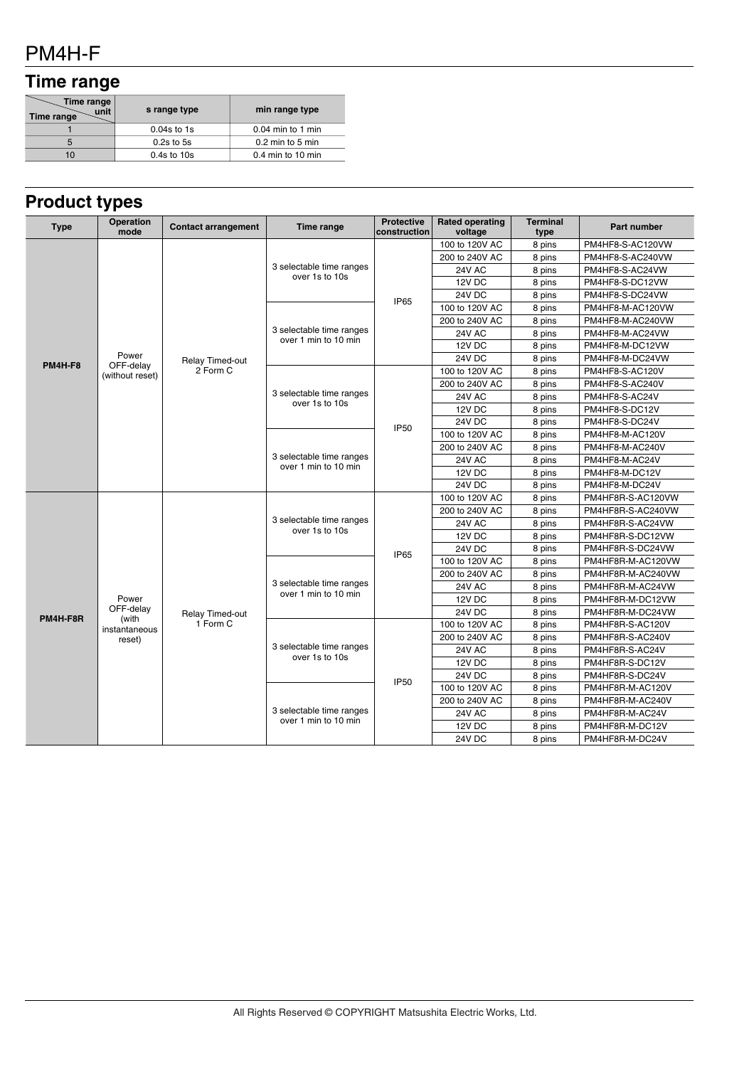# PM4H-F

## Time range

| Time range unit / Time range | s range type | min range type |
| --- | --- | --- |
| 1 | 0.04s to 1s | 0.04 min to 1 min |
| 5 | 0.2s to 5s | 0.2 min to 5 min |
| 10 | 0.4s to 10s | 0.4 min to 10 min |

## Product types

| Type | Operation mode | Contact arrangement | Time range | Protective construction | Rated operating voltage | Terminal type | Part number |
| --- | --- | --- | --- | --- | --- | --- | --- |
| PM4H-F8 | Power OFF-delay (without reset) | Relay Timed-out 2 Form C | 3 selectable time ranges over 1s to 10s | IP65 | 100 to 120V AC | 8 pins | PM4HF8-S-AC120VW |
| | | | | | 200 to 240V AC | 8 pins | PM4HF8-S-AC240VW |
| | | | | | 24V AC | 8 pins | PM4HF8-S-AC24VW |
| | | | | | 12V DC | 8 pins | PM4HF8-S-DC12VW |
| | | | | | 24V DC | 8 pins | PM4HF8-S-DC24VW |
| | | | 3 selectable time ranges over 1 min to 10 min | | 100 to 120V AC | 8 pins | PM4HF8-M-AC120VW |
| | | | | | 200 to 240V AC | 8 pins | PM4HF8-M-AC240VW |
| | | | | | 24V AC | 8 pins | PM4HF8-M-AC24VW |
| | | | | | 12V DC | 8 pins | PM4HF8-M-DC12VW |
| | | | | | 24V DC | 8 pins | PM4HF8-M-DC24VW |
| | | | 3 selectable time ranges over 1s to 10s | IP50 | 100 to 120V AC | 8 pins | PM4HF8-S-AC120V |
| | | | | | 200 to 240V AC | 8 pins | PM4HF8-S-AC240V |
| | | | | | 24V AC | 8 pins | PM4HF8-S-AC24V |
| | | | | | 12V DC | 8 pins | PM4HF8-S-DC12V |
| | | | | | 24V DC | 8 pins | PM4HF8-S-DC24V |
| | | | 3 selectable time ranges over 1 min to 10 min | | 100 to 120V AC | 8 pins | PM4HF8-M-AC120V |
| | | | | | 200 to 240V AC | 8 pins | PM4HF8-M-AC240V |
| | | | | | 24V AC | 8 pins | PM4HF8-M-AC24V |
| | | | | | 12V DC | 8 pins | PM4HF8-M-DC12V |
| | | | | | 24V DC | 8 pins | PM4HF8-M-DC24V |
| PM4H-F8R | Power OFF-delay (with instantaneous reset) | Relay Timed-out 1 Form C | 3 selectable time ranges over 1s to 10s | IP65 | 100 to 120V AC | 8 pins | PM4HF8R-S-AC120VW |
| | | | | | 200 to 240V AC | 8 pins | PM4HF8R-S-AC240VW |
| | | | | | 24V AC | 8 pins | PM4HF8R-S-AC24VW |
| | | | | | 12V DC | 8 pins | PM4HF8R-S-DC12VW |
| | | | | | 24V DC | 8 pins | PM4HF8R-S-DC24VW |
| | | | 3 selectable time ranges over 1 min to 10 min | | 100 to 120V AC | 8 pins | PM4HF8R-M-AC120VW |
| | | | | | 200 to 240V AC | 8 pins | PM4HF8R-M-AC240VW |
| | | | | | 24V AC | 8 pins | PM4HF8R-M-AC24VW |
| | | | | | 12V DC | 8 pins | PM4HF8R-M-DC12VW |
| | | | | | 24V DC | 8 pins | PM4HF8R-M-DC24VW |
| | | | 3 selectable time ranges over 1s to 10s | IP50 | 100 to 120V AC | 8 pins | PM4HF8R-S-AC120V |
| | | | | | 200 to 240V AC | 8 pins | PM4HF8R-S-AC240V |
| | | | | | 24V AC | 8 pins | PM4HF8R-S-AC24V |
| | | | | | 12V DC | 8 pins | PM4HF8R-S-DC12V |
| | | | | | 24V DC | 8 pins | PM4HF8R-S-DC24V |
| | | | 3 selectable time ranges over 1 min to 10 min | | 100 to 120V AC | 8 pins | PM4HF8R-M-AC120V |
| | | | | | 200 to 240V AC | 8 pins | PM4HF8R-M-AC240V |
| | | | | | 24V AC | 8 pins | PM4HF8R-M-AC24V |
| | | | | | 12V DC | 8 pins | PM4HF8R-M-DC12V |
| | | | | | 24V DC | 8 pins | PM4HF8R-M-DC24V |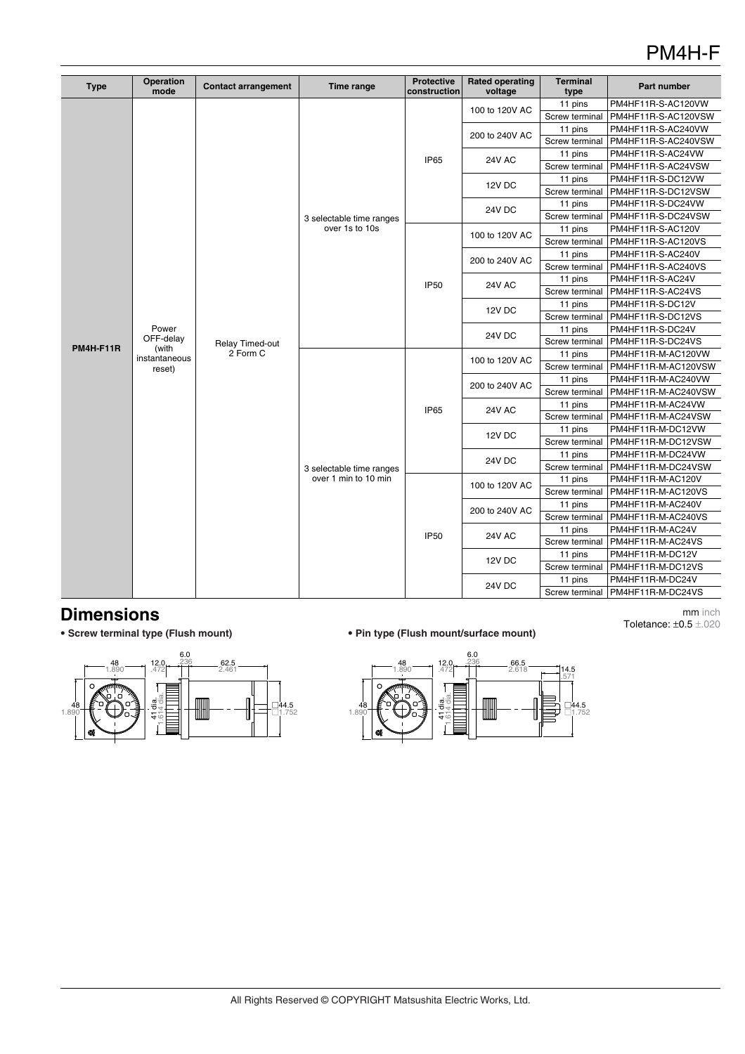| Type | Operation mode | Contact arrangement | Time range | Protective construction | Rated operating voltage | Terminal type | Part number |
|---|---|---|---|---|---|---|---|
| PM4H-F11R | Power OFF-delay (with instantaneous reset) | Relay Timed-out 2 Form C | 3 selectable time ranges over 1s to 10s | IP65 | 100 to 120V AC | 11 pins | PM4HF11R-S-AC120VW |
| | | | | | | Screw terminal | PM4HF11R-S-AC120VSW |
| | | | | | 200 to 240V AC | 11 pins | PM4HF11R-S-AC240VW |
| | | | | | | Screw terminal | PM4HF11R-S-AC240VSW |
| | | | | | 24V AC | 11 pins | PM4HF11R-S-AC24VW |
| | | | | | | Screw terminal | PM4HF11R-S-AC24VSW |
| | | | | | 12V DC | 11 pins | PM4HF11R-S-DC12VW |
| | | | | | | Screw terminal | PM4HF11R-S-DC12VSW |
| | | | | | 24V DC | 11 pins | PM4HF11R-S-DC24VW |
| | | | | | | Screw terminal | PM4HF11R-S-DC24VSW |
| | | | | IP50 | 100 to 120V AC | 11 pins | PM4HF11R-S-AC120V |
| | | | | | | Screw terminal | PM4HF11R-S-AC120VS |
| | | | | | 200 to 240V AC | 11 pins | PM4HF11R-S-AC240V |
| | | | | | | Screw terminal | PM4HF11R-S-AC240VS |
| | | | | | 24V AC | 11 pins | PM4HF11R-S-AC24V |
| | | | | | | Screw terminal | PM4HF11R-S-AC24VS |
| | | | | | 12V DC | 11 pins | PM4HF11R-S-DC12V |
| | | | | | | Screw terminal | PM4HF11R-S-DC12VS |
| | | | | | 24V DC | 11 pins | PM4HF11R-S-DC24V |
| | | | | | | Screw terminal | PM4HF11R-S-DC24VS |
| | | | 3 selectable time ranges over 1 min to 10 min | IP65 | 100 to 120V AC | 11 pins | PM4HF11R-M-AC120VW |
| | | | | | | Screw terminal | PM4HF11R-M-AC120VSW |
| | | | | | 200 to 240V AC | 11 pins | PM4HF11R-M-AC240VW |
| | | | | | | Screw terminal | PM4HF11R-M-AC240VSW |
| | | | | | 24V AC | 11 pins | PM4HF11R-M-AC24VW |
| | | | | | | Screw terminal | PM4HF11R-M-AC24VSW |
| | | | | | 12V DC | 11 pins | PM4HF11R-M-DC12VW |
| | | | | | | Screw terminal | PM4HF11R-M-DC12VSW |
| | | | | | 24V DC | 11 pins | PM4HF11R-M-DC24VW |
| | | | | | | Screw terminal | PM4HF11R-M-DC24VSW |
| | | | | IP50 | 100 to 120V AC | 11 pins | PM4HF11R-M-AC120V |
| | | | | | | Screw terminal | PM4HF11R-M-AC120VS |
| | | | | | 200 to 240V AC | 11 pins | PM4HF11R-M-AC240V |
| | | | | | | Screw terminal | PM4HF11R-M-AC240VS |
| | | | | | 24V AC | 11 pins | PM4HF11R-M-AC24V |
| | | | | | | Screw terminal | PM4HF11R-M-AC24VS |
| | | | | | 12V DC | 11 pins | PM4HF11R-M-DC12V |
| | | | | | | Screw terminal | PM4HF11R-M-DC12VS |
| | | | | | 24V DC | 11 pins | PM4HF11R-M-DC24V |
| | | | | | | Screw terminal | PM4HF11R-M-DC24VS |

## Dimensions

mm inch
Toletance: ±0.5 ±.020

- **Screw terminal type (Flush mount)**

48 1.890, 12.0 .472, 6.0 .236, 62.5 2.461, 48 1.890, 41 dia. 1.614 dia., □44.5 □1.752

- **Pin type (Flush mount/surface mount)**

48 1.890, 12.0 .472, 6.0 .236, 66.5 2.618, 14.5 .571, 48 1.890, 41 dia. 1.614 dia., □44.5 □1.752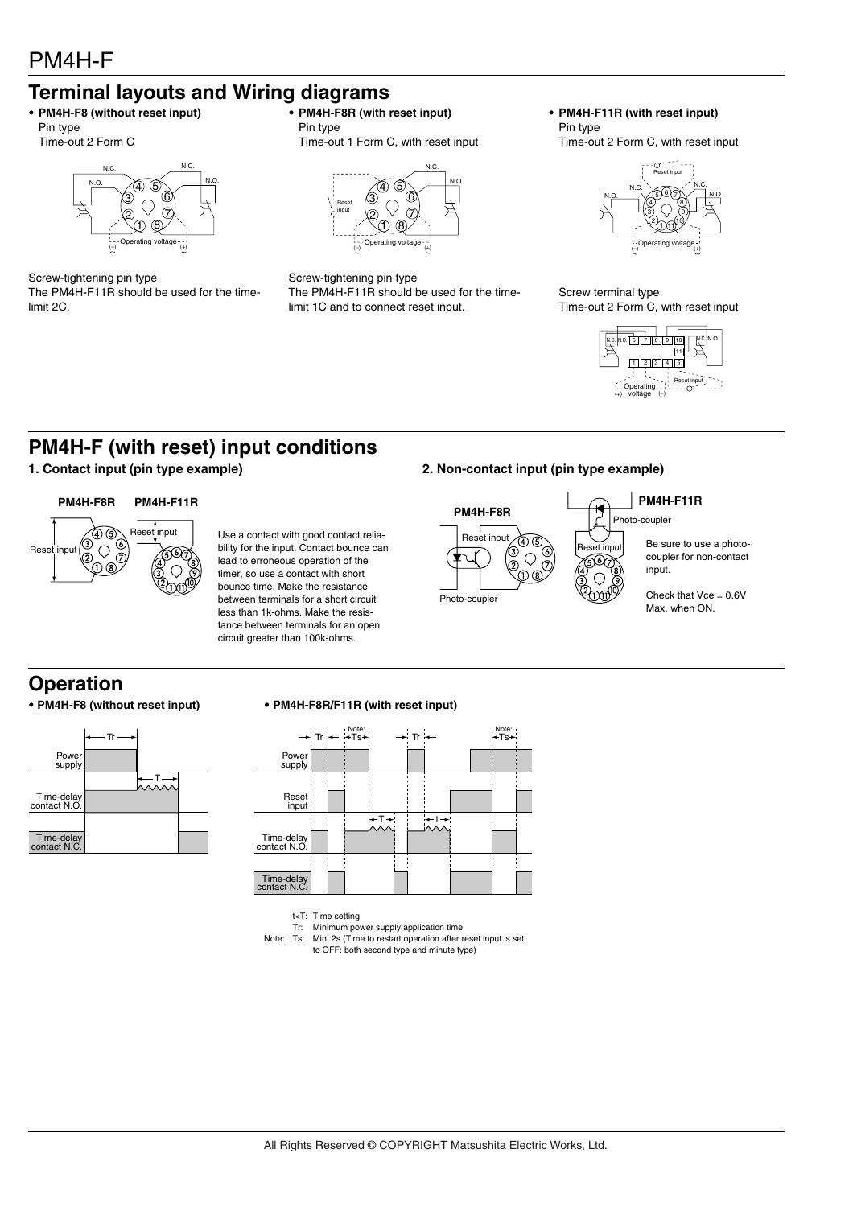# PM4H-F

## Terminal layouts and Wiring diagrams

- **PM4H-F8 (without reset input)**
  Pin type
  Time-out 2 Form C

Screw-tightening pin type
The PM4H-F11R should be used for the time-limit 2C.

- **PM4H-F8R (with reset input)**
  Pin type
  Time-out 1 Form C, with reset input

Screw-tightening pin type
The PM4H-F11R should be used for the time-limit 1C and to connect reset input.

- **PM4H-F11R (with reset input)**
  Pin type
  Time-out 2 Form C, with reset input

Screw terminal type
Time-out 2 Form C, with reset input

## PM4H-F (with reset) input conditions

### 1. Contact input (pin type example)

**PM4H-F8R** **PM4H-F11R**

Use a contact with good contact reliability for the input. Contact bounce can lead to erroneous operation of the timer, so use a contact with short bounce time. Make the resistance between terminals for a short circuit less than 1k-ohms. Make the resistance between terminals for an open circuit greater than 100k-ohms.

### 2. Non-contact input (pin type example)

**PM4H-F8R** **PM4H-F11R**

Be sure to use a photo-coupler for non-contact input.

Check that Vce = 0.6V Max. when ON.

## Operation

- **PM4H-F8 (without reset input)**
- **PM4H-F8R/F11R (with reset input)**

t<T: Time setting
Tr: Minimum power supply application time
Note: Ts: Min. 2s (Time to restart operation after reset input is set to OFF: both second type and minute type)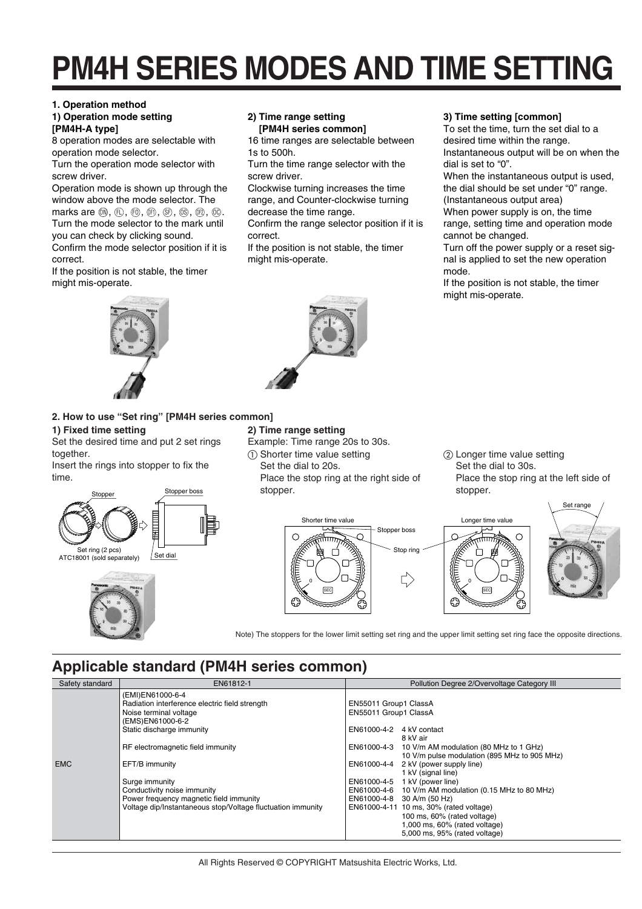# PM4H SERIES MODES AND TIME SETTING

**1. Operation method**

**1) Operation mode setting [PM4H-A type]**

8 operation modes are selectable with operation mode selector.

Turn the operation mode selector with screw driver.

Operation mode is shown up through the window above the mode selector. The marks are ON, FL, FO, OF1, SF, OS, OF2, OC.

Turn the mode selector to the mark until you can check by clicking sound.

Confirm the mode selector position if it is correct.

If the position is not stable, the timer might mis-operate.

**2) Time range setting [PM4H series common]**

16 time ranges are selectable between 1s to 500h.

Turn the time range selector with the screw driver.

Clockwise turning increases the time range, and Counter-clockwise turning decrease the time range.

Confirm the range selector position if it is correct.

If the position is not stable, the timer might mis-operate.

**3) Time setting [common]**

To set the time, turn the set dial to a desired time within the range.

Instantaneous output will be on when the dial is set to "0".

When the instantaneous output is used, the dial should be set under "0" range. (Instantaneous output area)

When power supply is on, the time range, setting time and operation mode cannot be changed.

Turn off the power supply or a reset signal is applied to set the new operation mode.

If the position is not stable, the timer might mis-operate.

**2. How to use "Set ring" [PM4H series common]**

**1) Fixed time setting**

Set the desired time and put 2 set rings together.

Insert the rings into stopper to fix the time.

Stopper
Stopper boss
Set ring (2 pcs)
ATC18001 (sold separately)
Set dial

**2) Time range setting**

Example: Time range 20s to 30s.

① Shorter time value setting
Set the dial to 20s.
Place the stop ring at the right side of stopper.

② Longer time value setting
Set the dial to 30s.
Place the stop ring at the left side of stopper.

Shorter time value
Stopper boss
Stop ring
Longer time value
Set range

Note) The stoppers for the lower limit setting set ring and the upper limit setting set ring face the opposite directions.

## Applicable standard (PM4H series common)

| Safety standard | EN61812-1 | Pollution Degree 2/Overvoltage Category III |
|---|---|---|
| EMC | (EMI)EN61000-6-4 | |
| | Radiation interference electric field strength | EN55011 Group1 ClassA |
| | Noise terminal voltage | EN55011 Group1 ClassA |
| | (EMS)EN61000-6-2 | |
| | Static discharge immunity | EN61000-4-2 4 kV contact<br>8 kV air |
| | RF electromagnetic field immunity | EN61000-4-3 10 V/m AM modulation (80 MHz to 1 GHz)<br>10 V/m pulse modulation (895 MHz to 905 MHz) |
| | EFT/B immunity | EN61000-4-4 2 kV (power supply line)<br>1 kV (signal line) |
| | Surge immunity | EN61000-4-5 1 kV (power line) |
| | Conductivity noise immunity | EN61000-4-6 10 V/m AM modulation (0.15 MHz to 80 MHz) |
| | Power frequency magnetic field immunity | EN61000-4-8 30 A/m (50 Hz) |
| | Voltage dip/Instantaneous stop/Voltage fluctuation immunity | EN61000-4-11 10 ms, 30% (rated voltage)<br>100 ms, 60% (rated voltage)<br>1,000 ms, 60% (rated voltage)<br>5,000 ms, 95% (rated voltage) |

All Rights Reserved © COPYRIGHT Matsushita Electric Works, Ltd.